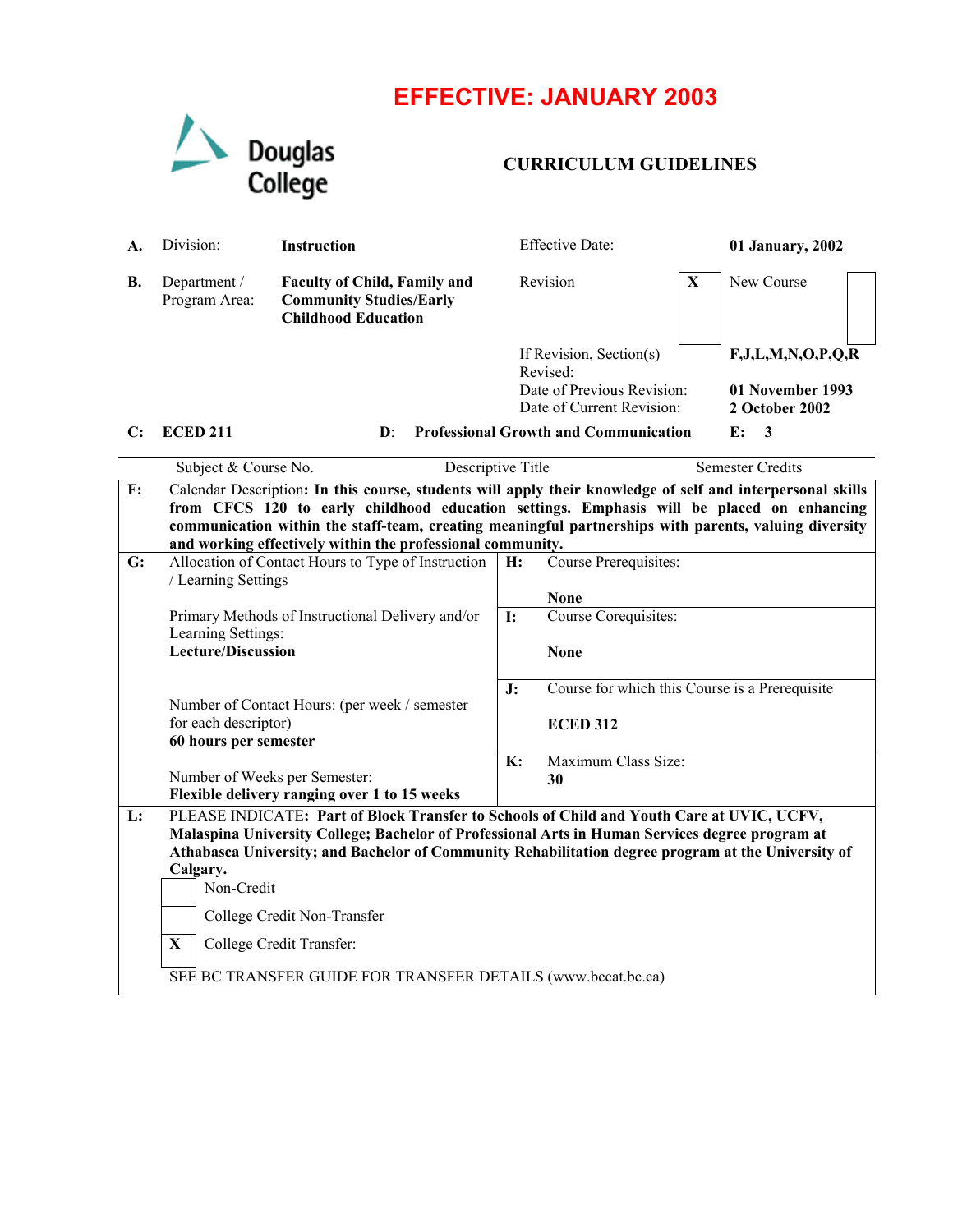# EFFECTIVE: JANUARY 2003

Douglas College

## CURRICULUM GUIDELINES

| | | | | |
|---|---|---|---|---|
| **A.** | Division: | **Instruction** | Effective Date: | **01 January, 2002** |
| **B.** | Department / Program Area: | **Faculty of Child, Family and Community Studies/Early Childhood Education** | Revision **X** | New Course ☐ |
| | | | If Revision, Section(s) Revised: | **F,J,L,M,N,O,P,Q,R** |
| | | | Date of Previous Revision: | **01 November 1993** |
| | | | Date of Current Revision: | **2 October 2002** |

| C: Subject & Course No. | D: Descriptive Title | E: Semester Credits |
|---|---|---|
| **ECED 211** | **Professional Growth and Communication** | **3** |

**F:** Calendar Description: **In this course, students will apply their knowledge of self and interpersonal skills from CFCS 120 to early childhood education settings. Emphasis will be placed on enhancing communication within the staff-team, creating meaningful partnerships with parents, valuing diversity and working effectively within the professional community.**

**G:** Allocation of Contact Hours to Type of Instruction / Learning Settings

Primary Methods of Instructional Delivery and/or Learning Settings:
**Lecture/Discussion**

Number of Contact Hours: (per week / semester for each descriptor)
**60 hours per semester**

Number of Weeks per Semester:
**Flexible delivery ranging over 1 to 15 weeks**

**H:** Course Prerequisites:

**None**

**I:** Course Corequisites:

**None**

**J:** Course for which this Course is a Prerequisite

**ECED 312**

**K:** Maximum Class Size:
**30**

**L:** PLEASE INDICATE: **Part of Block Transfer to Schools of Child and Youth Care at UVIC, UCFV, Malaspina University College; Bachelor of Professional Arts in Human Services degree program at Athabasca University; and Bachelor of Community Rehabilitation degree program at the University of Calgary.**

- [ ] Non-Credit
- [ ] College Credit Non-Transfer
- [X] College Credit Transfer:

SEE BC TRANSFER GUIDE FOR TRANSFER DETAILS (www.bccat.bc.ca)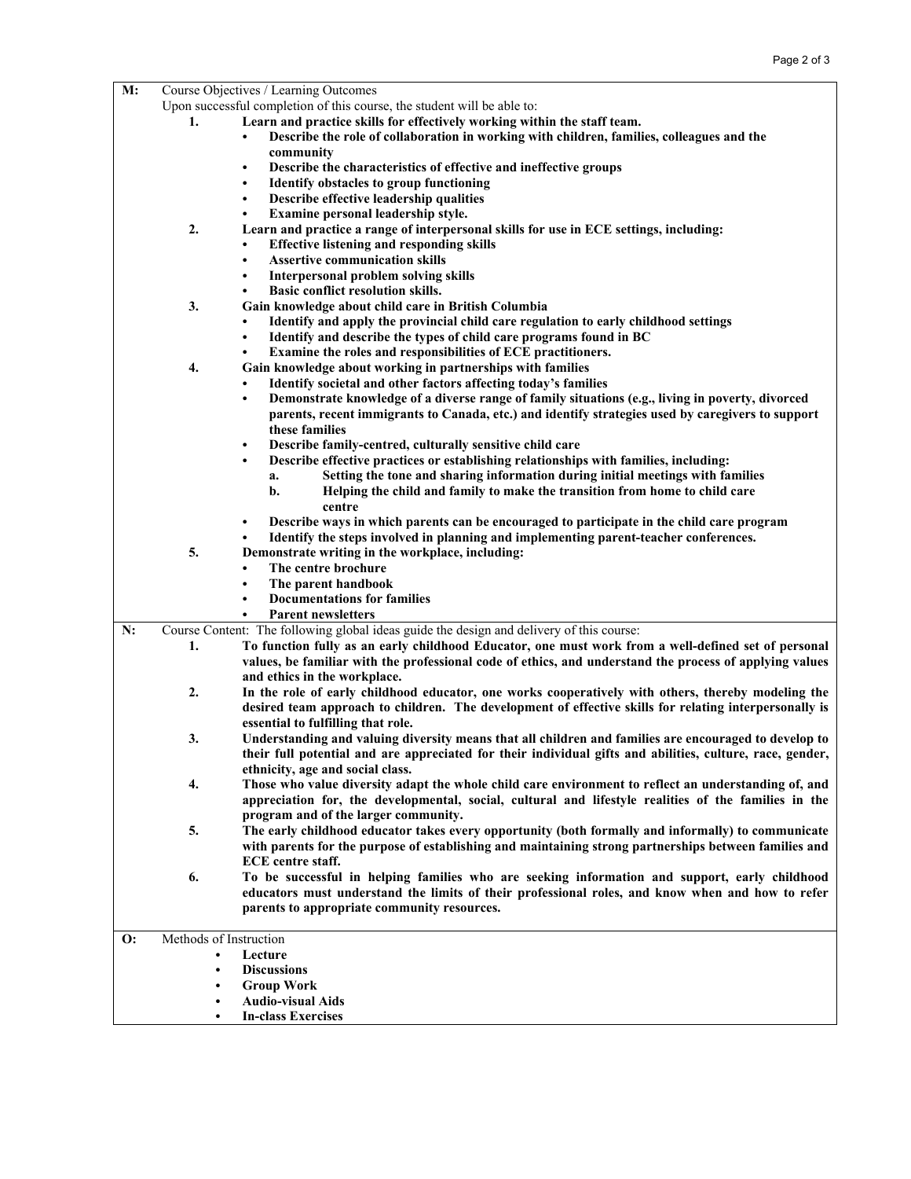**M:** Course Objectives / Learning Outcomes

Upon successful completion of this course, the student will be able to:

1. **Learn and practice skills for effectively working within the staff team.**
   - **Describe the role of collaboration in working with children, families, colleagues and the community**
   - **Describe the characteristics of effective and ineffective groups**
   - **Identify obstacles to group functioning**
   - **Describe effective leadership qualities**
   - **Examine personal leadership style.**
2. **Learn and practice a range of interpersonal skills for use in ECE settings, including:**
   - **Effective listening and responding skills**
   - **Assertive communication skills**
   - **Interpersonal problem solving skills**
   - **Basic conflict resolution skills.**
3. **Gain knowledge about child care in British Columbia**
   - **Identify and apply the provincial child care regulation to early childhood settings**
   - **Identify and describe the types of child care programs found in BC**
   - **Examine the roles and responsibilities of ECE practitioners.**
4. **Gain knowledge about working in partnerships with families**
   - **Identify societal and other factors affecting today's families**
   - **Demonstrate knowledge of a diverse range of family situations (e.g., living in poverty, divorced parents, recent immigrants to Canada, etc.) and identify strategies used by caregivers to support these families**
   - **Describe family-centred, culturally sensitive child care**
   - **Describe effective practices or establishing relationships with families, including:**
     a. **Setting the tone and sharing information during initial meetings with families**
     b. **Helping the child and family to make the transition from home to child care centre**
   - **Describe ways in which parents can be encouraged to participate in the child care program**
   - **Identify the steps involved in planning and implementing parent-teacher conferences.**
5. **Demonstrate writing in the workplace, including:**
   - **The centre brochure**
   - **The parent handbook**
   - **Documentations for families**
   - **Parent newsletters**

**N:** Course Content: The following global ideas guide the design and delivery of this course:

1. **To function fully as an early childhood Educator, one must work from a well-defined set of personal values, be familiar with the professional code of ethics, and understand the process of applying values and ethics in the workplace.**
2. **In the role of early childhood educator, one works cooperatively with others, thereby modeling the desired team approach to children. The development of effective skills for relating interpersonally is essential to fulfilling that role.**
3. **Understanding and valuing diversity means that all children and families are encouraged to develop to their full potential and are appreciated for their individual gifts and abilities, culture, race, gender, ethnicity, age and social class.**
4. **Those who value diversity adapt the whole child care environment to reflect an understanding of, and appreciation for, the developmental, social, cultural and lifestyle realities of the families in the program and of the larger community.**
5. **The early childhood educator takes every opportunity (both formally and informally) to communicate with parents for the purpose of establishing and maintaining strong partnerships between families and ECE centre staff.**
6. **To be successful in helping families who are seeking information and support, early childhood educators must understand the limits of their professional roles, and know when and how to refer parents to appropriate community resources.**

**O:** Methods of Instruction

- **Lecture**
- **Discussions**
- **Group Work**
- **Audio-visual Aids**
- **In-class Exercises**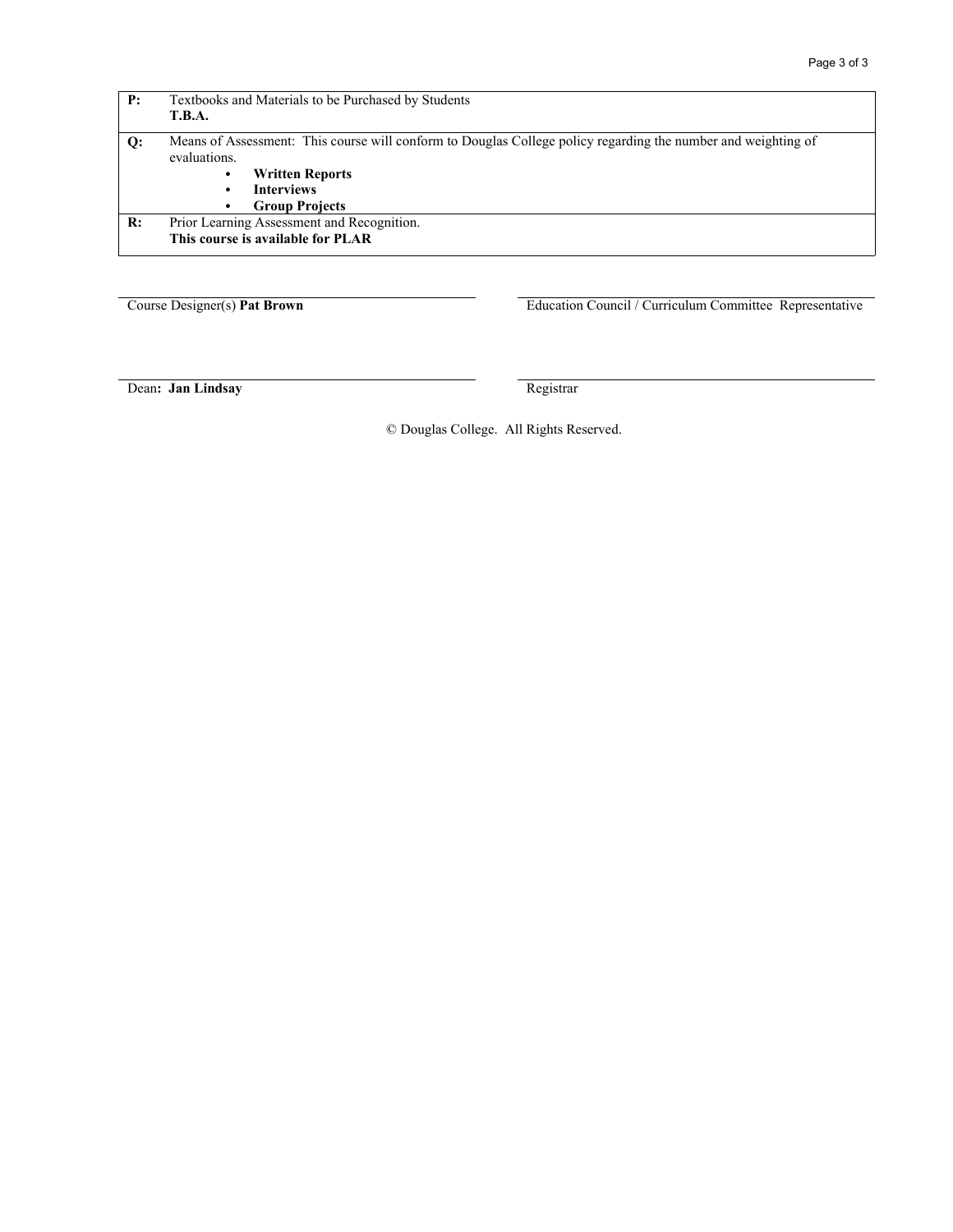| | |
|---|---|
| **P:** | Textbooks and Materials to be Purchased by Students<br>**T.B.A.** |
| **Q:** | Means of Assessment: This course will conform to Douglas College policy regarding the number and weighting of evaluations.<br>• **Written Reports**<br>• **Interviews**<br>• **Group Projects** |
| **R:** | Prior Learning Assessment and Recognition.<br>**This course is available for PLAR** |

Course Designer(s) **Pat Brown**

Education Council / Curriculum Committee Representative

Dean**: Jan Lindsay**

Registrar

© Douglas College. All Rights Reserved.